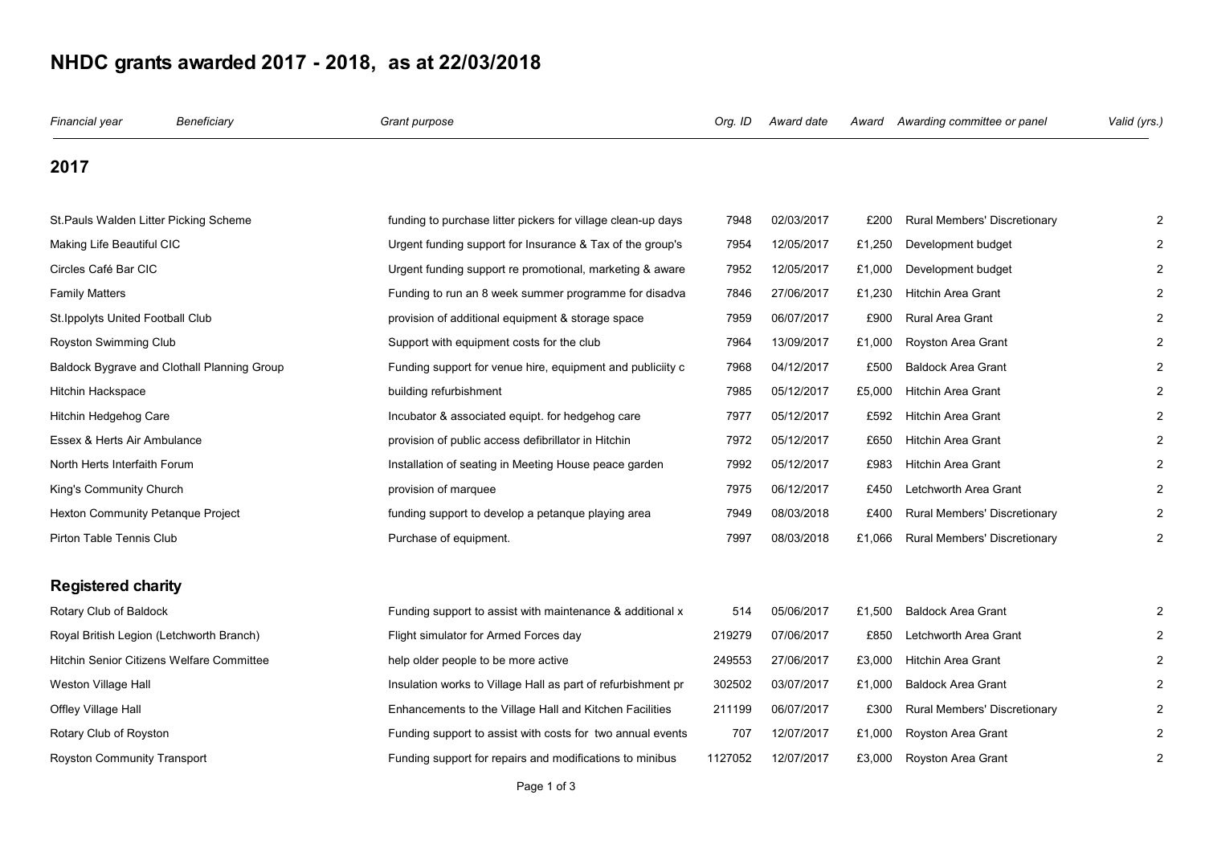# NHDC grants awarded 2017 - 2018, as at 22/03/2018

| *Financial year* | *Beneficiary* | *Grant purpose* | *Org. ID* | *Award date* | *Award* | *Awarding committee or panel* | *Valid (yrs.)* |
|---|---|---|---|---|---|---|---|
| **2017** | | | | | | | |
| St.Pauls Walden Litter Picking Scheme | | funding to purchase litter pickers for village clean-up days | 7948 | 02/03/2017 | £200 | Rural Members' Discretionary | 2 |
| Making Life Beautiful CIC | | Urgent funding support for Insurance & Tax of the group's | 7954 | 12/05/2017 | £1,250 | Development budget | 2 |
| Circles Café Bar CIC | | Urgent funding support re promotional, marketing & aware | 7952 | 12/05/2017 | £1,000 | Development budget | 2 |
| Family Matters | | Funding to run an 8 week summer programme for disadva | 7846 | 27/06/2017 | £1,230 | Hitchin Area Grant | 2 |
| St.Ippolyts United Football Club | | provision of additional equipment & storage space | 7959 | 06/07/2017 | £900 | Rural Area Grant | 2 |
| Royston Swimming Club | | Support with equipment costs for the club | 7964 | 13/09/2017 | £1,000 | Royston Area Grant | 2 |
| Baldock Bygrave and Clothall Planning Group | | Funding support for venue hire, equipment and publiciity c | 7968 | 04/12/2017 | £500 | Baldock Area Grant | 2 |
| Hitchin Hackspace | | building refurbishment | 7985 | 05/12/2017 | £5,000 | Hitchin Area Grant | 2 |
| Hitchin Hedgehog Care | | Incubator & associated equipt. for hedgehog care | 7977 | 05/12/2017 | £592 | Hitchin Area Grant | 2 |
| Essex & Herts Air Ambulance | | provision of public access defibrillator in Hitchin | 7972 | 05/12/2017 | £650 | Hitchin Area Grant | 2 |
| North Herts Interfaith Forum | | Installation of seating in Meeting House peace garden | 7992 | 05/12/2017 | £983 | Hitchin Area Grant | 2 |
| King's Community Church | | provision of marquee | 7975 | 06/12/2017 | £450 | Letchworth Area Grant | 2 |
| Hexton Community Petanque Project | | funding support to develop a petanque playing area | 7949 | 08/03/2018 | £400 | Rural Members' Discretionary | 2 |
| Pirton Table Tennis Club | | Purchase of equipment. | 7997 | 08/03/2018 | £1,066 | Rural Members' Discretionary | 2 |
| **Registered charity** | | | | | | | |
| Rotary Club of Baldock | | Funding support to assist with maintenance & additional x | 514 | 05/06/2017 | £1,500 | Baldock Area Grant | 2 |
| Royal British Legion (Letchworth Branch) | | Flight simulator for Armed Forces day | 219279 | 07/06/2017 | £850 | Letchworth Area Grant | 2 |
| Hitchin Senior Citizens Welfare Committee | | help older people to be more active | 249553 | 27/06/2017 | £3,000 | Hitchin Area Grant | 2 |
| Weston Village Hall | | Insulation works to Village Hall as part of refurbishment pr | 302502 | 03/07/2017 | £1,000 | Baldock Area Grant | 2 |
| Offley Village Hall | | Enhancements to the Village Hall and Kitchen Facilities | 211199 | 06/07/2017 | £300 | Rural Members' Discretionary | 2 |
| Rotary Club of Royston | | Funding support to assist with costs for two annual events | 707 | 12/07/2017 | £1,000 | Royston Area Grant | 2 |
| Royston Community Transport | | Funding support for repairs and modifications to minibus | 1127052 | 12/07/2017 | £3,000 | Royston Area Grant | 2 |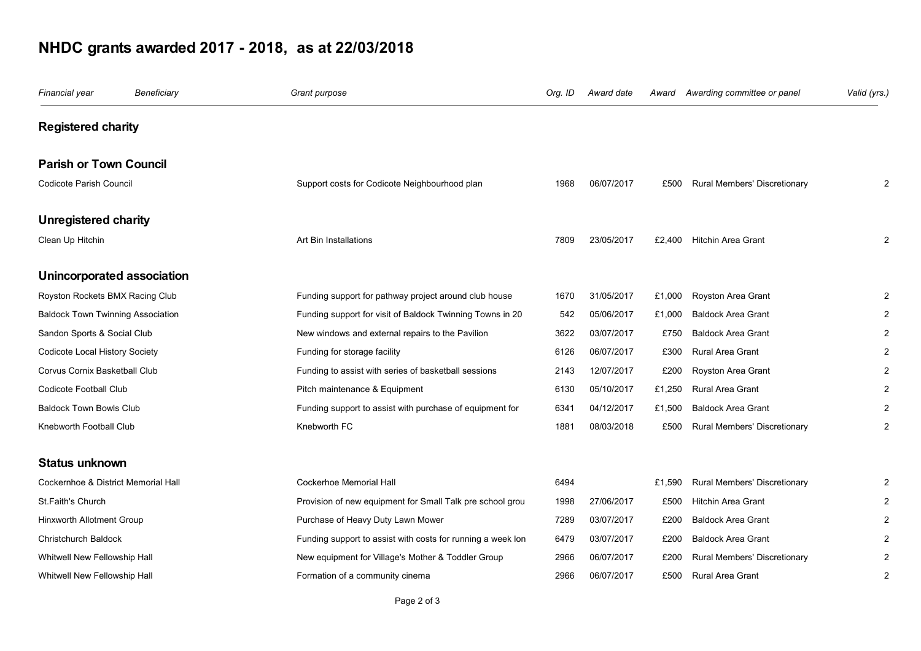# NHDC grants awarded 2017 - 2018, as at 22/03/2018

| *Financial year* | *Beneficiary* | *Grant purpose* | *Org. ID* | *Award date* | *Award* | *Awarding committee or panel* | *Valid (yrs.)* |
|---|---|---|---|---|---|---|---|
| **Registered charity** | | | | | | | |
| **Parish or Town Council** | | | | | | | |
| Codicote Parish Council | | Support costs for Codicote Neighbourhood plan | 1968 | 06/07/2017 | £500 | Rural Members' Discretionary | 2 |
| **Unregistered charity** | | | | | | | |
| Clean Up Hitchin | | Art Bin Installations | 7809 | 23/05/2017 | £2,400 | Hitchin Area Grant | 2 |
| **Unincorporated association** | | | | | | | |
| Royston Rockets BMX Racing Club | | Funding support for pathway project around club house | 1670 | 31/05/2017 | £1,000 | Royston Area Grant | 2 |
| Baldock Town Twinning Association | | Funding support for visit of Baldock Twinning Towns in 20 | 542 | 05/06/2017 | £1,000 | Baldock Area Grant | 2 |
| Sandon Sports & Social Club | | New windows and external repairs to the Pavilion | 3622 | 03/07/2017 | £750 | Baldock Area Grant | 2 |
| Codicote Local History Society | | Funding for storage facility | 6126 | 06/07/2017 | £300 | Rural Area Grant | 2 |
| Corvus Cornix Basketball Club | | Funding to assist with series of basketball sessions | 2143 | 12/07/2017 | £200 | Royston Area Grant | 2 |
| Codicote Football Club | | Pitch maintenance & Equipment | 6130 | 05/10/2017 | £1,250 | Rural Area Grant | 2 |
| Baldock Town Bowls Club | | Funding support to assist with purchase of equipment for | 6341 | 04/12/2017 | £1,500 | Baldock Area Grant | 2 |
| Knebworth Football Club | | Knebworth FC | 1881 | 08/03/2018 | £500 | Rural Members' Discretionary | 2 |
| **Status unknown** | | | | | | | |
| Cockernhoe & District Memorial Hall | | Cockerhoe Memorial Hall | 6494 | | £1,590 | Rural Members' Discretionary | 2 |
| St.Faith's Church | | Provision of new equipment for Small Talk pre school grou | 1998 | 27/06/2017 | £500 | Hitchin Area Grant | 2 |
| Hinxworth Allotment Group | | Purchase of Heavy Duty Lawn Mower | 7289 | 03/07/2017 | £200 | Baldock Area Grant | 2 |
| Christchurch Baldock | | Funding support to assist with costs for running a week lon | 6479 | 03/07/2017 | £200 | Baldock Area Grant | 2 |
| Whitwell New Fellowship Hall | | New equipment for Village's Mother & Toddler Group | 2966 | 06/07/2017 | £200 | Rural Members' Discretionary | 2 |
| Whitwell New Fellowship Hall | | Formation of a community cinema | 2966 | 06/07/2017 | £500 | Rural Area Grant | 2 |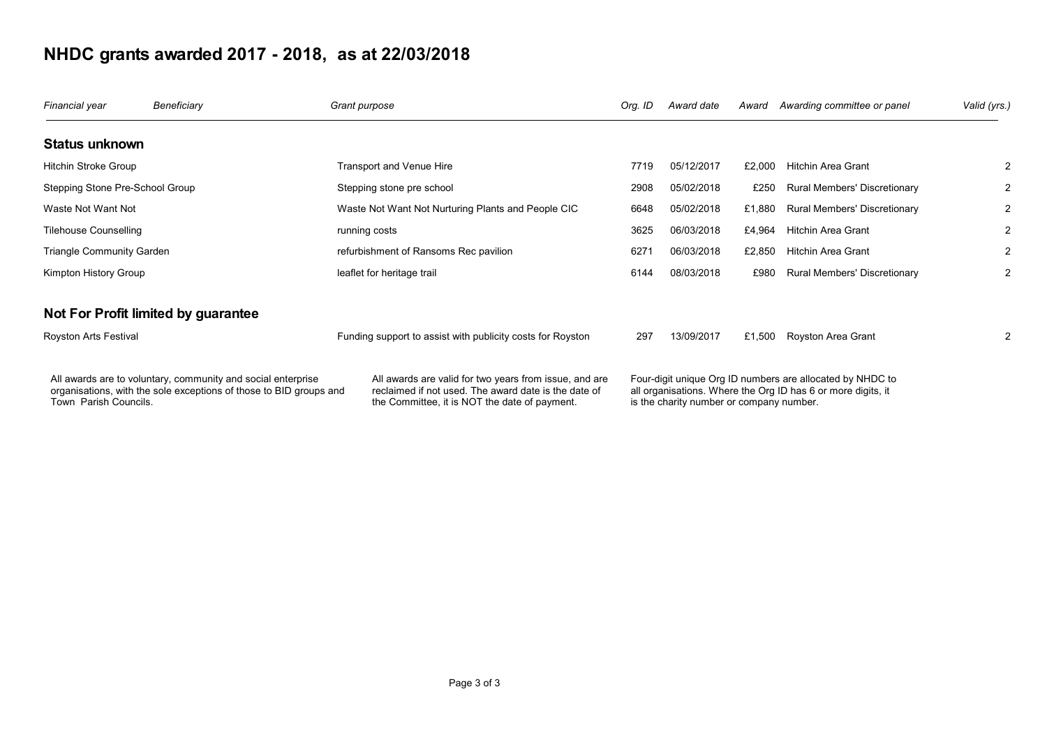# NHDC grants awarded 2017 - 2018, as at 22/03/2018

| *Financial year* | *Beneficiary* | *Grant purpose* | *Org. ID* | *Award date* | *Award* | *Awarding committee or panel* | *Valid (yrs.)* |
|---|---|---|---|---|---|---|---|
| **Status unknown** | | | | | | | |
| Hitchin Stroke Group | | Transport and Venue Hire | 7719 | 05/12/2017 | £2,000 | Hitchin Area Grant | 2 |
| Stepping Stone Pre-School Group | | Stepping stone pre school | 2908 | 05/02/2018 | £250 | Rural Members' Discretionary | 2 |
| Waste Not Want Not | | Waste Not Want Not Nurturing Plants and People CIC | 6648 | 05/02/2018 | £1,880 | Rural Members' Discretionary | 2 |
| Tilehouse Counselling | | running costs | 3625 | 06/03/2018 | £4,964 | Hitchin Area Grant | 2 |
| Triangle Community Garden | | refurbishment of Ransoms Rec pavilion | 6271 | 06/03/2018 | £2,850 | Hitchin Area Grant | 2 |
| Kimpton History Group | | leaflet for heritage trail | 6144 | 08/03/2018 | £980 | Rural Members' Discretionary | 2 |
| **Not For Profit limited by guarantee** | | | | | | | |
| Royston Arts Festival | | Funding support to assist with publicity costs for Royston | 297 | 13/09/2017 | £1,500 | Royston Area Grant | 2 |

All awards are to voluntary, community and social enterprise organisations, with the sole exceptions of those to BID groups and Town Parish Councils.

All awards are valid for two years from issue, and are reclaimed if not used. The award date is the date of the Committee, it is NOT the date of payment.

Four-digit unique Org ID numbers are allocated by NHDC to all organisations. Where the Org ID has 6 or more digits, it is the charity number or company number.